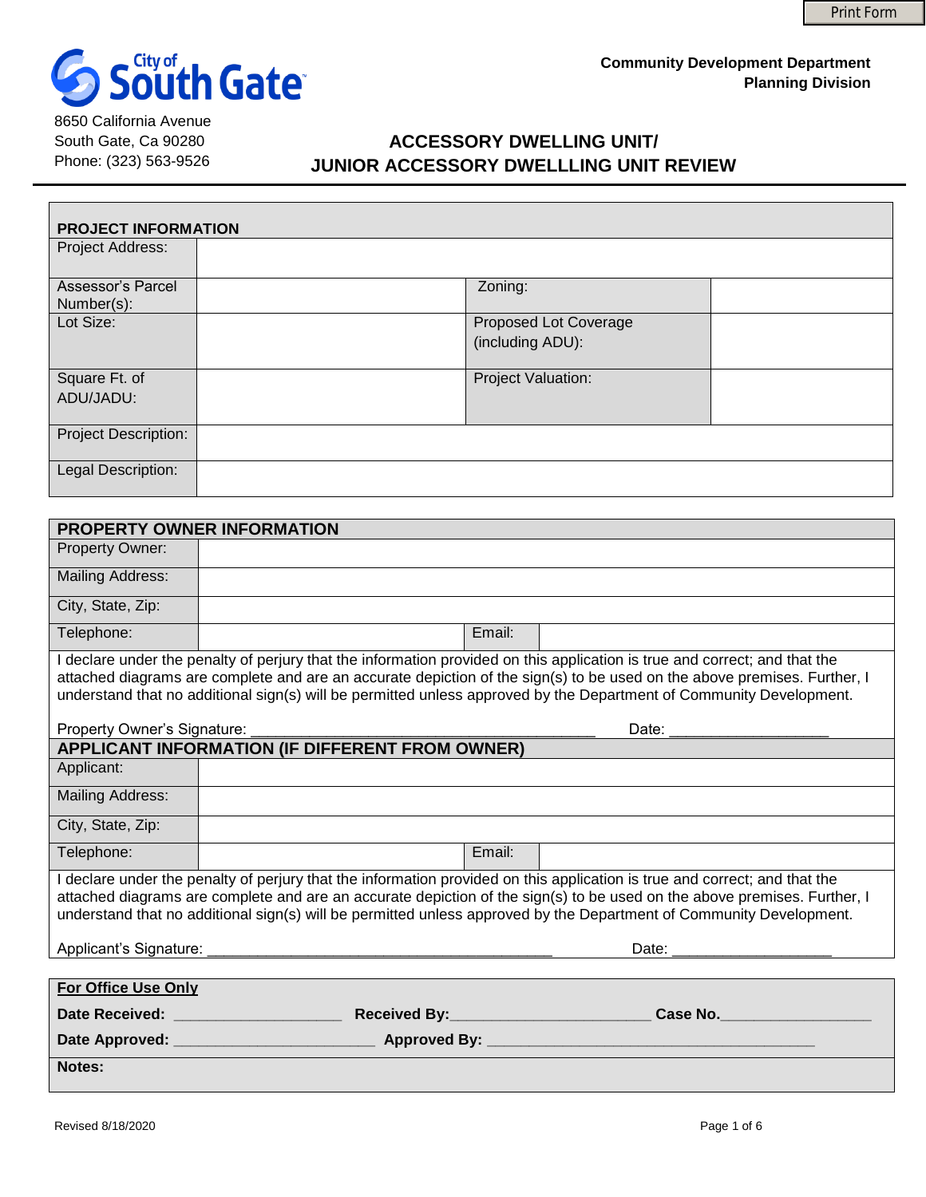Print Form

City of South Gate

8650 California Avenue
South Gate, Ca 90280
Phone: (323) 563-9526

**Community Development Department**
**Planning Division**

# ACCESSORY DWELLING UNIT/ JUNIOR ACCESSORY DWELLLING UNIT REVIEW

| **PROJECT INFORMATION** | | | |
|---|---|---|---|
| Project Address: | | | |
| Assessor's Parcel Number(s): | | Zoning: | |
| Lot Size: | | Proposed Lot Coverage (including ADU): | |
| Square Ft. of ADU/JADU: | | Project Valuation: | |
| Project Description: | | | |
| Legal Description: | | | |

| **PROPERTY OWNER INFORMATION** | | | |
|---|---|---|---|
| Property Owner: | | | |
| Mailing Address: | | | |
| City, State, Zip: | | | |
| Telephone: | | Email: | |

I declare under the penalty of perjury that the information provided on this application is true and correct; and that the attached diagrams are complete and are an accurate depiction of the sign(s) to be used on the above premises. Further, I understand that no additional sign(s) will be permitted unless approved by the Department of Community Development.

Property Owner's Signature: ________________________________________ Date: __________________

| **APPLICANT INFORMATION (IF DIFFERENT FROM OWNER)** | | | |
|---|---|---|---|
| Applicant: | | | |
| Mailing Address: | | | |
| City, State, Zip: | | | |
| Telephone: | | Email: | |

I declare under the penalty of perjury that the information provided on this application is true and correct; and that the attached diagrams are complete and are an accurate depiction of the sign(s) to be used on the above premises. Further, I understand that no additional sign(s) will be permitted unless approved by the Department of Community Development.

Applicant's Signature: ________________________________________ Date: __________________

**For Office Use Only**

**Date Received:** ___________________ **Received By:**______________________ **Case No.**_________________

**Date Approved:** ______________________ **Approved By:** _____________________________________

**Notes:**

Revised 8/18/2020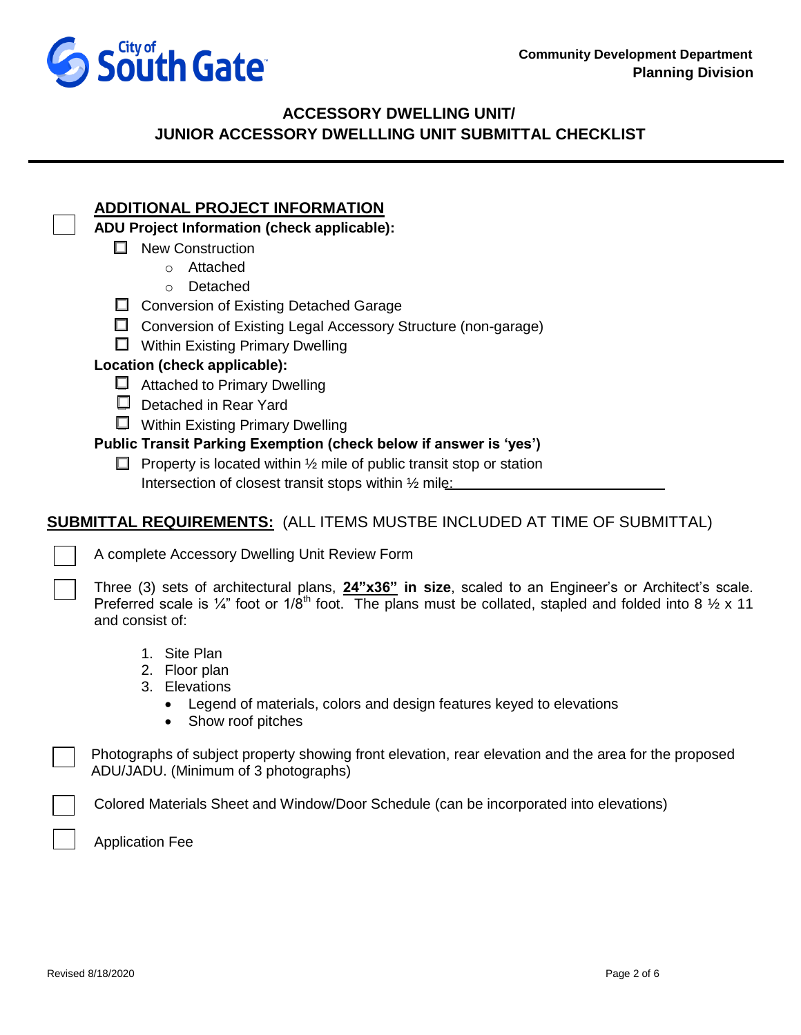City of South Gate

**Community Development Department**
**Planning Division**

## ACCESSORY DWELLING UNIT/
## JUNIOR ACCESSORY DWELLLING UNIT SUBMITTAL CHECKLIST

---

☐ **ADDITIONAL PROJECT INFORMATION**

**ADU Project Information (check applicable):**

- ☐ New Construction
  - Attached
  - Detached
- ☐ Conversion of Existing Detached Garage
- ☐ Conversion of Existing Legal Accessory Structure (non-garage)
- ☐ Within Existing Primary Dwelling

**Location (check applicable):**

- ☐ Attached to Primary Dwelling
- ☐ Detached in Rear Yard
- ☐ Within Existing Primary Dwelling

**Public Transit Parking Exemption (check below if answer is 'yes')**

- ☐ Property is located within ½ mile of public transit stop or station
  Intersection of closest transit stops within ½ mile: ____________________________

**SUBMITTAL REQUIREMENTS:** (ALL ITEMS MUSTBE INCLUDED AT TIME OF SUBMITTAL)

☐ A complete Accessory Dwelling Unit Review Form

☐ Three (3) sets of architectural plans, **24"x36" in size**, scaled to an Engineer's or Architect's scale. Preferred scale is ¼" foot or 1/8th foot. The plans must be collated, stapled and folded into 8 ½ x 11 and consist of:

1. Site Plan
2. Floor plan
3. Elevations
   - Legend of materials, colors and design features keyed to elevations
   - Show roof pitches

☐ Photographs of subject property showing front elevation, rear elevation and the area for the proposed ADU/JADU. (Minimum of 3 photographs)

☐ Colored Materials Sheet and Window/Door Schedule (can be incorporated into elevations)

☐ Application Fee

Revised 8/18/2020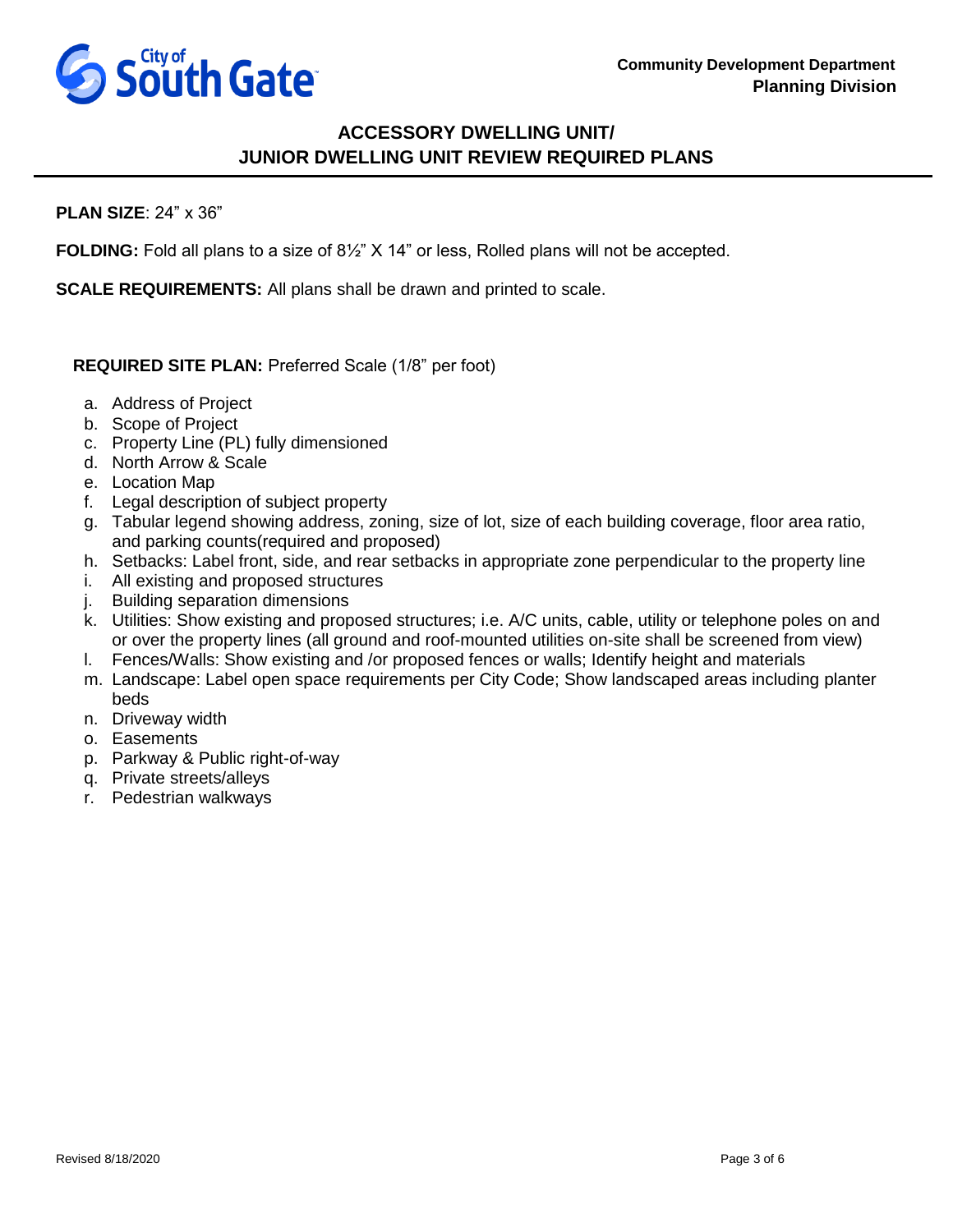Community Development Department
Planning Division

# ACCESSORY DWELLING UNIT/ JUNIOR DWELLING UNIT REVIEW REQUIRED PLANS

**PLAN SIZE**: 24" x 36"

**FOLDING:** Fold all plans to a size of 8½" X 14" or less, Rolled plans will not be accepted.

**SCALE REQUIREMENTS:** All plans shall be drawn and printed to scale.

**REQUIRED SITE PLAN:** Preferred Scale (1/8" per foot)

a. Address of Project
b. Scope of Project
c. Property Line (PL) fully dimensioned
d. North Arrow & Scale
e. Location Map
f. Legal description of subject property
g. Tabular legend showing address, zoning, size of lot, size of each building coverage, floor area ratio, and parking counts(required and proposed)
h. Setbacks: Label front, side, and rear setbacks in appropriate zone perpendicular to the property line
i. All existing and proposed structures
j. Building separation dimensions
k. Utilities: Show existing and proposed structures; i.e. A/C units, cable, utility or telephone poles on and or over the property lines (all ground and roof-mounted utilities on-site shall be screened from view)
l. Fences/Walls: Show existing and /or proposed fences or walls; Identify height and materials
m. Landscape: Label open space requirements per City Code; Show landscaped areas including planter beds
n. Driveway width
o. Easements
p. Parkway & Public right-of-way
q. Private streets/alleys
r. Pedestrian walkways

Revised 8/18/2020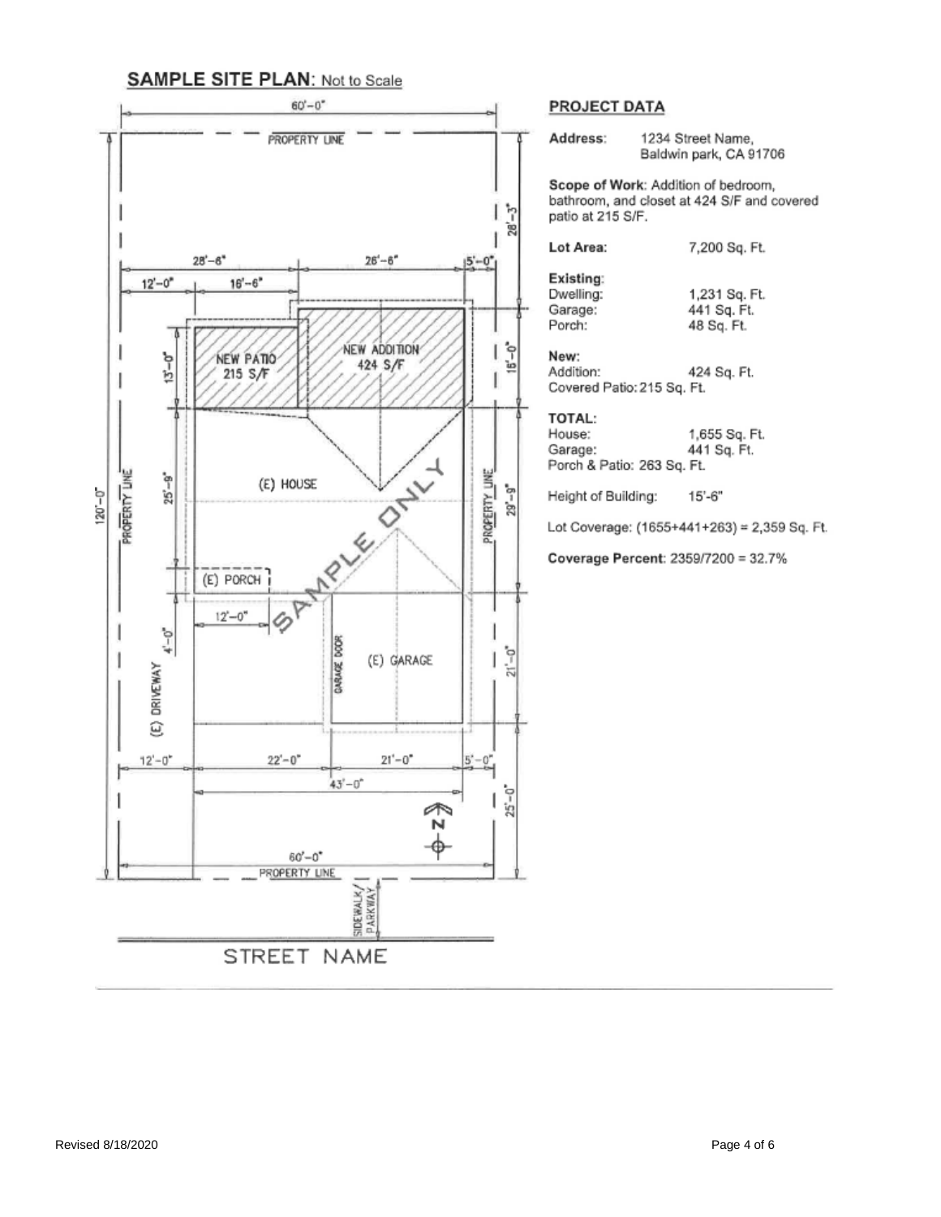## SAMPLE SITE PLAN: Not to Scale

60'-0"

PROPERTY LINE

28'-3"

28'-6" | 26'-6" | 5'-0"

12'-0" | 16'-6"

13'-0" NEW PATIO 215 S/F

NEW ADDITION 424 S/F

16'-0"

120'-0"

PROPERTY LINE

25'-9" (E) HOUSE

PROPERTY LINE

29'-9"

SAMPLE ONLY

(E) PORCH

12'-0"

4'-0"

(E) DRIVEWAY

GARAGE DOOR

(E) GARAGE

21'-0"

12'-0" | 22'-0" | 21'-0" | 5'-0"

43'-0"

25'-0"

N

60'-0"

PROPERTY LINE

SIDEWALK/PARKWAY

STREET NAME

### PROJECT DATA

**Address:** 1234 Street Name, Baldwin park, CA 91706

**Scope of Work**: Addition of bedroom, bathroom, and closet at 424 S/F and covered patio at 215 S/F.

**Lot Area:** 7,200 Sq. Ft.

**Existing**:
Dwelling: 1,231 Sq. Ft.
Garage: 441 Sq. Ft.
Porch: 48 Sq. Ft.

**New:**
Addition: 424 Sq. Ft.
Covered Patio: 215 Sq. Ft.

**TOTAL:**
House: 1,655 Sq. Ft.
Garage: 441 Sq. Ft.
Porch & Patio: 263 Sq. Ft.

Height of Building: 15'-6"

Lot Coverage: (1655+441+263) = 2,359 Sq. Ft.

**Coverage Percent**: 2359/7200 = 32.7%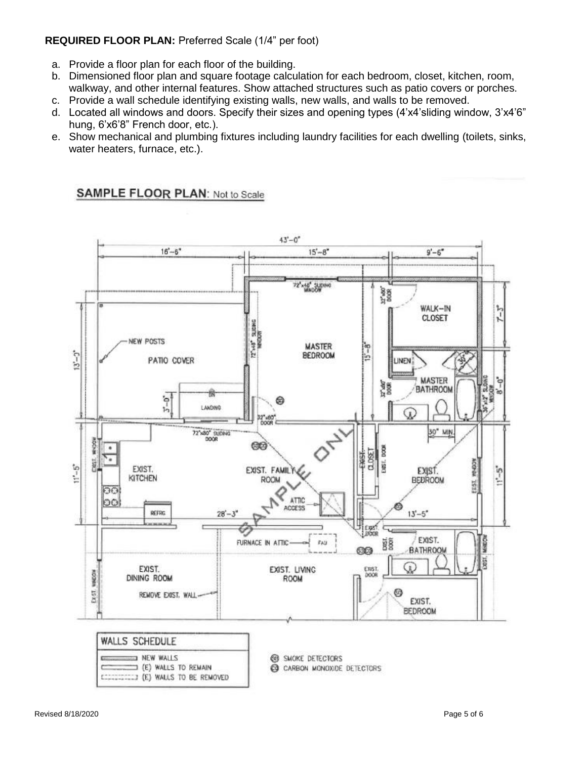**REQUIRED FLOOR PLAN:** Preferred Scale (1/4" per foot)

a. Provide a floor plan for each floor of the building.
b. Dimensioned floor plan and square footage calculation for each bedroom, closet, kitchen, room, walkway, and other internal features. Show attached structures such as patio covers or porches.
c. Provide a wall schedule identifying existing walls, new walls, and walls to be removed.
d. Located all windows and doors. Specify their sizes and opening types (4'x4'sliding window, 3'x4'6" hung, 6'x6'8" French door, etc.).
e. Show mechanical and plumbing fixtures including laundry facilities for each dwelling (toilets, sinks, water heaters, furnace, etc.).

**SAMPLE FLOOR PLAN**: Not to Scale

43'-0"

16'-6" 15'-8" 9'-6"

72"x48" SLIDING WINDOW

32"x80" DOOR

WALK-IN CLOSET

7'-3"

NEW POSTS

72"x48" SLIDING WINDOW

MASTER BEDROOM

15'-8"

13'-3"

PATIO COVER

LINEN

30"

32"x80" DOOR

MASTER BATHROOM

36"x12" SLIDING WINDOW

8'-0"

3'-0"

LANDING

32"x80" DOOR

72"x80" SLIDING DOOR

30" MIN.

EXIST. WINDOW

11'-5"

EXIST. KITCHEN

EXIST. FAMILY ROOM

EXIST. CLOSET

EXIST. DOOR

EXIST. BEDROOM

EXIST. WINDOW

11'-5"

ATTIC ACCESS

REFRG

28'-3"

13'-5"

EXIST. DOOR

FURNACE IN ATTIC

FAU

EXIST. DOOR

EXIST. BATHROOM

EXIST. WINDOW

EXIST. WINDOW

EXIST. DINING ROOM

EXIST. LIVING ROOM

EXIST. DOOR

REMOVE EXIST. WALL

EXIST. BEDROOM

SAMPLE ONLY

**WALLS SCHEDULE**

- NEW WALLS
- (E) WALLS TO REMAIN
- (E) WALLS TO BE REMOVED

- SD SMOKE DETECTORS
- CO CARBON MONOXIDE DETECTORS

Revised 8/18/2020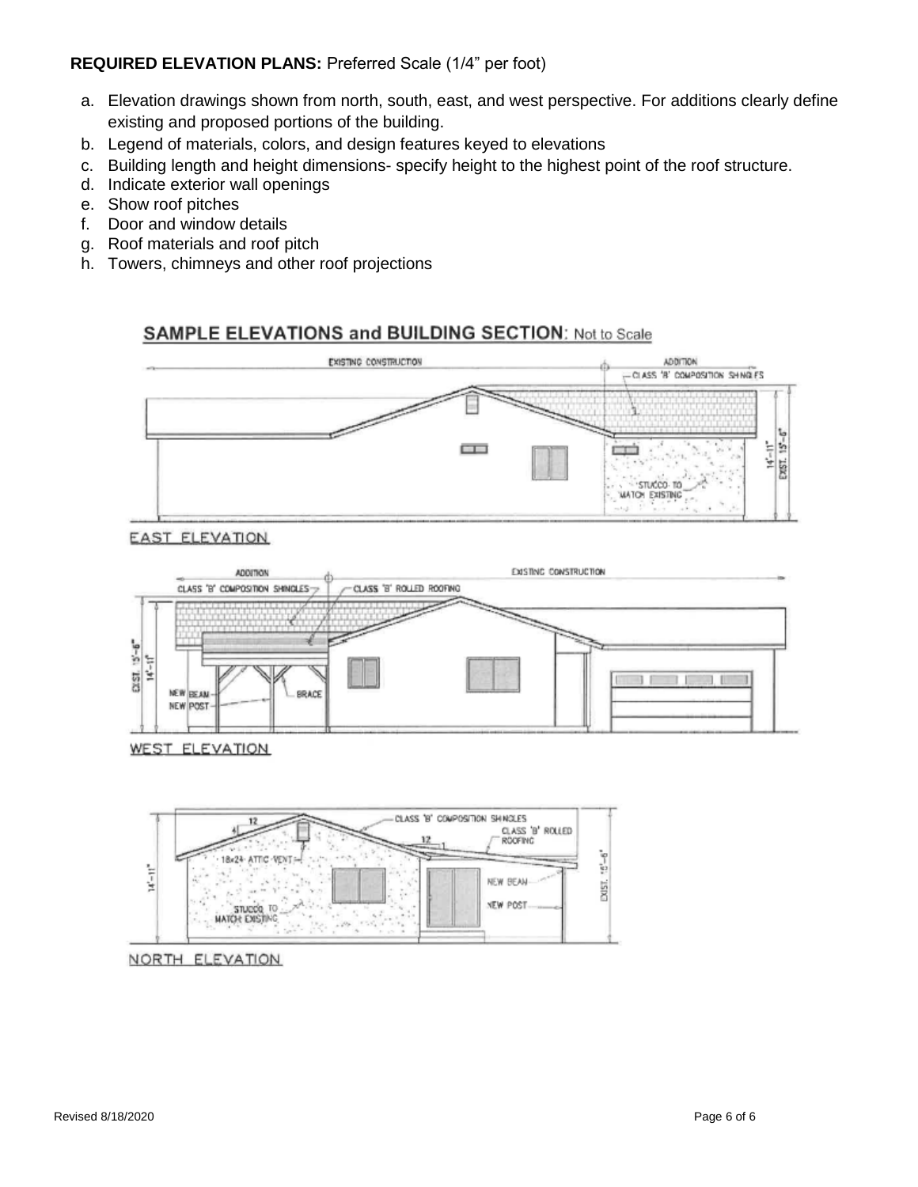**REQUIRED ELEVATION PLANS:** Preferred Scale (1/4" per foot)

a. Elevation drawings shown from north, south, east, and west perspective. For additions clearly define existing and proposed portions of the building.
b. Legend of materials, colors, and design features keyed to elevations
c. Building length and height dimensions- specify height to the highest point of the roof structure.
d. Indicate exterior wall openings
e. Show roof pitches
f. Door and window details
g. Roof materials and roof pitch
h. Towers, chimneys and other roof projections

## SAMPLE ELEVATIONS and BUILDING SECTION: Not to Scale

EXISTING CONSTRUCTION
ADDITION
CLASS 'B' COMPOSITION SHINGLES
STUCCO TO MATCH EXISTING
14'-11"
EXIST. 15'-6"

EAST ELEVATION

ADDITION
EXISTING CONSTRUCTION
CLASS 'B' COMPOSITION SHINGLES
CLASS 'B' ROLLED ROOFING
EXIST. 15'-6"
14'-11"
NEW BEAM
NEW POST
BRACE

WEST ELEVATION

12
4
CLASS 'B' COMPOSITION SHINGLES
CLASS 'B' ROLLED ROOFING
12
1
18x24 ATTIC VENT
14'-11"
STUCCO TO MATCH EXISTING
NEW BEAM
NEW POST
EXIST. 15'-6"

NORTH ELEVATION